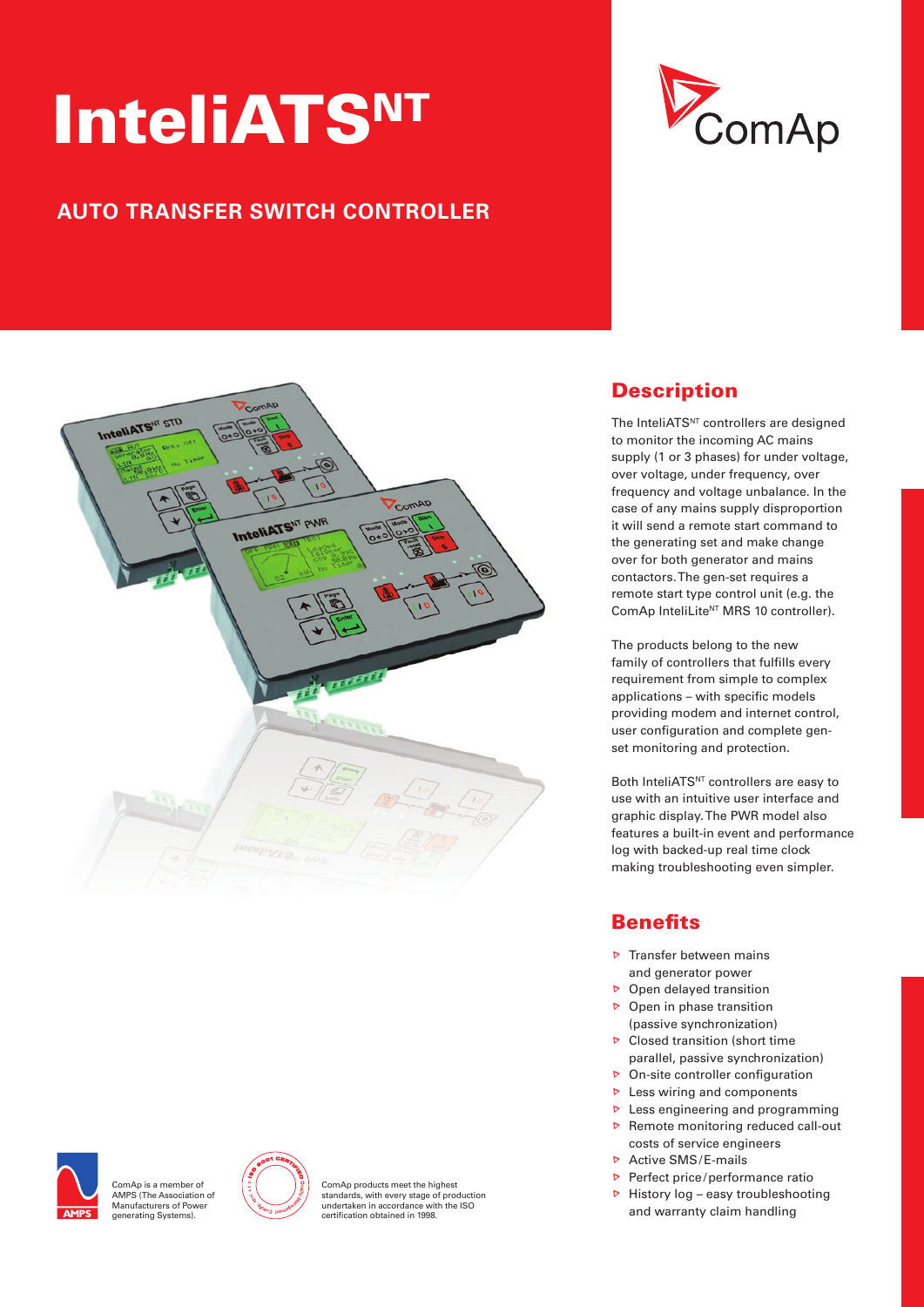# InteliATS$^{NT}$

## AUTO TRANSFER SWITCH CONTROLLER

## Description

The InteliATS$^{NT}$ controllers are designed to monitor the incoming AC mains supply (1 or 3 phases) for under voltage, over voltage, under frequency, over frequency and voltage unbalance. In the case of any mains supply disproportion it will send a remote start command to the generating set and make change over for both generator and mains contactors. The gen-set requires a remote start type control unit (e.g. the ComAp InteliLite$^{NT}$ MRS 10 controller).

The products belong to the new family of controllers that fulfills every requirement from simple to complex applications – with specific models providing modem and internet control, user configuration and complete gen-set monitoring and protection.

Both InteliATS$^{NT}$ controllers are easy to use with an intuitive user interface and graphic display. The PWR model also features a built-in event and performance log with backed-up real time clock making troubleshooting even simpler.

## Benefits

- Transfer between mains and generator power
- Open delayed transition
- Open in phase transition (passive synchronization)
- Closed transition (short time parallel, passive synchronization)
- On-site controller configuration
- Less wiring and components
- Less engineering and programming
- Remote monitoring reduced call-out costs of service engineers
- Active SMS/E-mails
- Perfect price/performance ratio
- History log – easy troubleshooting and warranty claim handling

ComAp is a member of AMPS (The Association of Manufacturers of Power generating Systems).

ComAp products meet the highest standards, with every stage of production undertaken in accordance with the ISO certification obtained in 1998.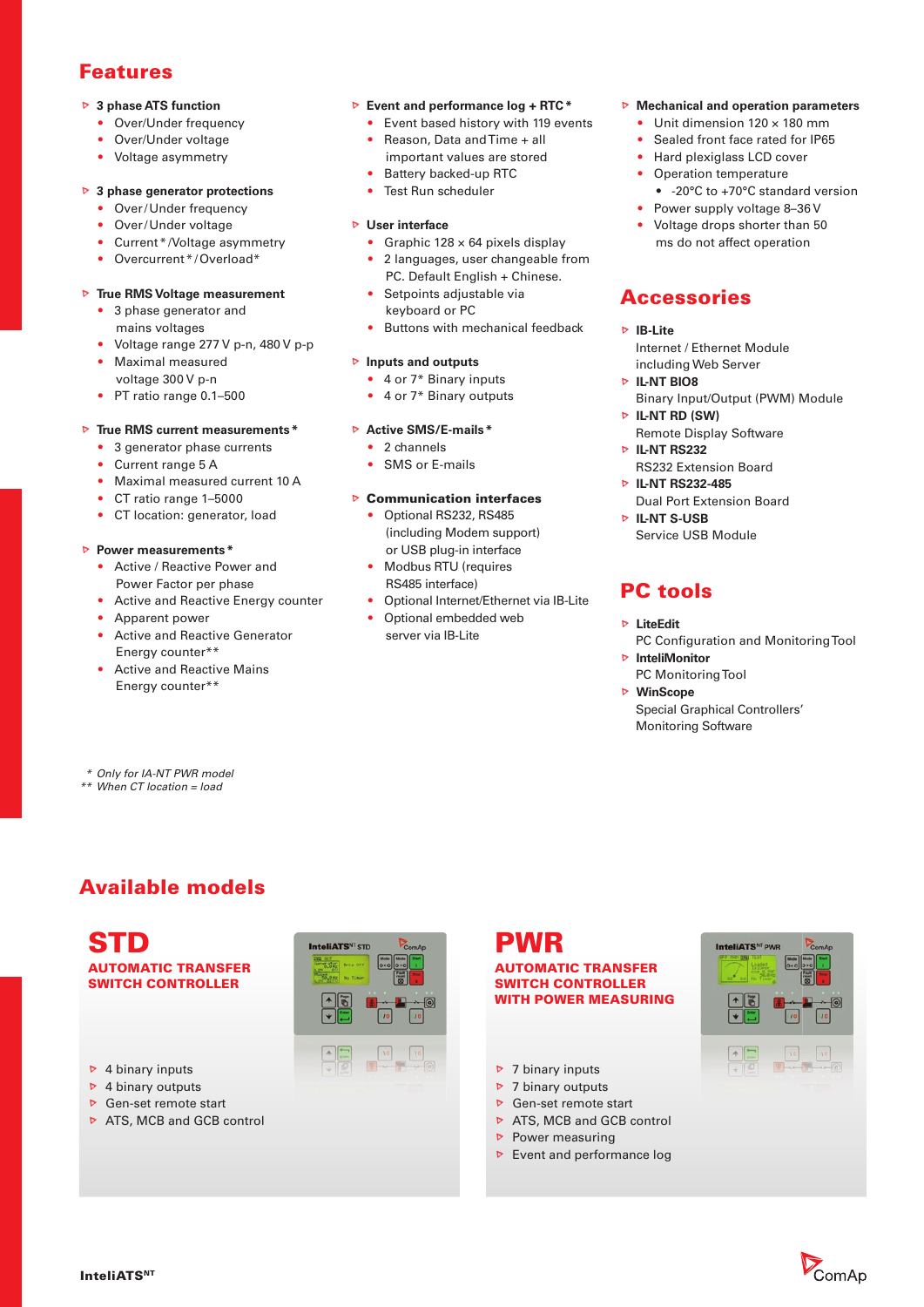## Features

### 3 phase ATS function
- Over/Under frequency
- Over/Under voltage
- Voltage asymmetry

### 3 phase generator protections
- Over/Under frequency
- Over/Under voltage
- Current*/Voltage asymmetry
- Overcurrent*/Overload*

### True RMS Voltage measurement
- 3 phase generator and mains voltages
- Voltage range 277 V p-n, 480 V p-p
- Maximal measured voltage 300 V p-n
- PT ratio range 0.1–500

### True RMS current measurements*
- 3 generator phase currents
- Current range 5 A
- Maximal measured current 10 A
- CT ratio range 1–5000
- CT location: generator, load

### Power measurements*
- Active / Reactive Power and Power Factor per phase
- Active and Reactive Energy counter
- Apparent power
- Active and Reactive Generator Energy counter**
- Active and Reactive Mains Energy counter**

### Event and performance log + RTC*
- Event based history with 119 events
- Reason, Data and Time + all important values are stored
- Battery backed-up RTC
- Test Run scheduler

### User interface
- Graphic 128 × 64 pixels display
- 2 languages, user changeable from PC. Default English + Chinese.
- Setpoints adjustable via keyboard or PC
- Buttons with mechanical feedback

### Inputs and outputs
- 4 or 7* Binary inputs
- 4 or 7* Binary outputs

### Active SMS/E-mails*
- 2 channels
- SMS or E-mails

### Communication interfaces
- Optional RS232, RS485 (including Modem support) or USB plug-in interface
- Modbus RTU (requires RS485 interface)
- Optional Internet/Ethernet via IB-Lite
- Optional embedded web server via IB-Lite

### Mechanical and operation parameters
- Unit dimension 120 × 180 mm
- Sealed front face rated for IP65
- Hard plexiglass LCD cover
- Operation temperature
  - -20°C to +70°C standard version
- Power supply voltage 8–36 V
- Voltage drops shorter than 50 ms do not affect operation

*\* Only for IA-NT PWR model*
*\*\* When CT location = load*

## Accessories

- **IB-Lite**
  Internet / Ethernet Module including Web Server
- **IL-NT BIO8**
  Binary Input/Output (PWM) Module
- **IL-NT RD (SW)**
  Remote Display Software
- **IL-NT RS232**
  RS232 Extension Board
- **IL-NT RS232-485**
  Dual Port Extension Board
- **IL-NT S-USB**
  Service USB Module

## PC tools

- **LiteEdit**
  PC Configuration and Monitoring Tool
- **InteliMonitor**
  PC Monitoring Tool
- **WinScope**
  Special Graphical Controllers' Monitoring Software

## Available models

### STD
**AUTOMATIC TRANSFER SWITCH CONTROLLER**

- 4 binary inputs
- 4 binary outputs
- Gen-set remote start
- ATS, MCB and GCB control

### PWR
**AUTOMATIC TRANSFER SWITCH CONTROLLER WITH POWER MEASURING**

- 7 binary inputs
- 7 binary outputs
- Gen-set remote start
- ATS, MCB and GCB control
- Power measuring
- Event and performance log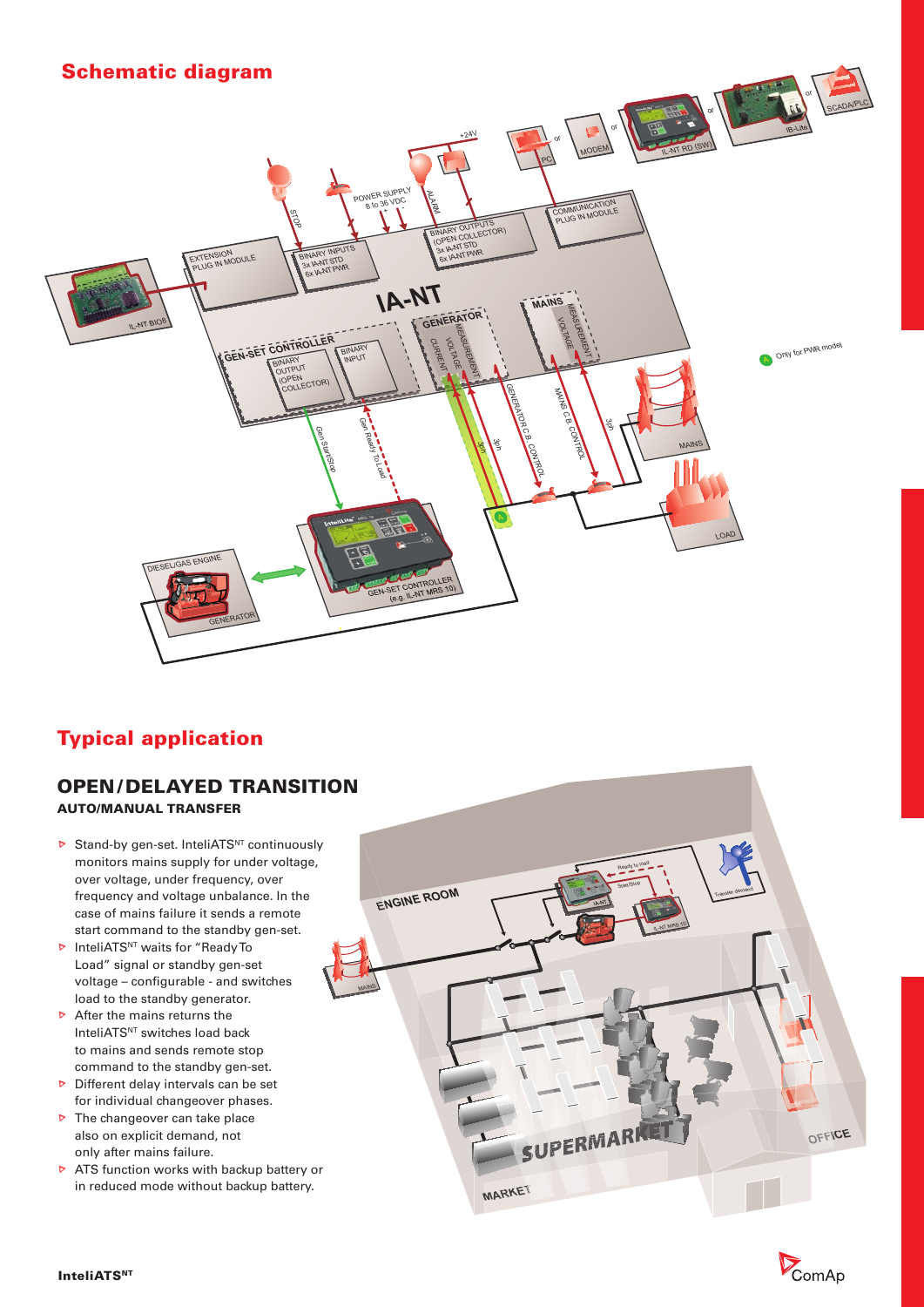## Schematic diagram

## Typical application

### OPEN/DELAYED TRANSITION

**AUTO/MANUAL TRANSFER**

- Stand-by gen-set. InteliATS[NT] continuously monitors mains supply for under voltage, over voltage, under frequency, over frequency and voltage unbalance. In the case of mains failure it sends a remote start command to the standby gen-set.
- InteliATS[NT] waits for "Ready To Load" signal or standby gen-set voltage – configurable - and switches load to the standby generator.
- After the mains returns the InteliATS[NT] switches load back to mains and sends remote stop command to the standby gen-set.
- Different delay intervals can be set for individual changeover phases.
- The changeover can take place also on explicit demand, not only after mains failure.
- ATS function works with backup battery or in reduced mode without backup battery.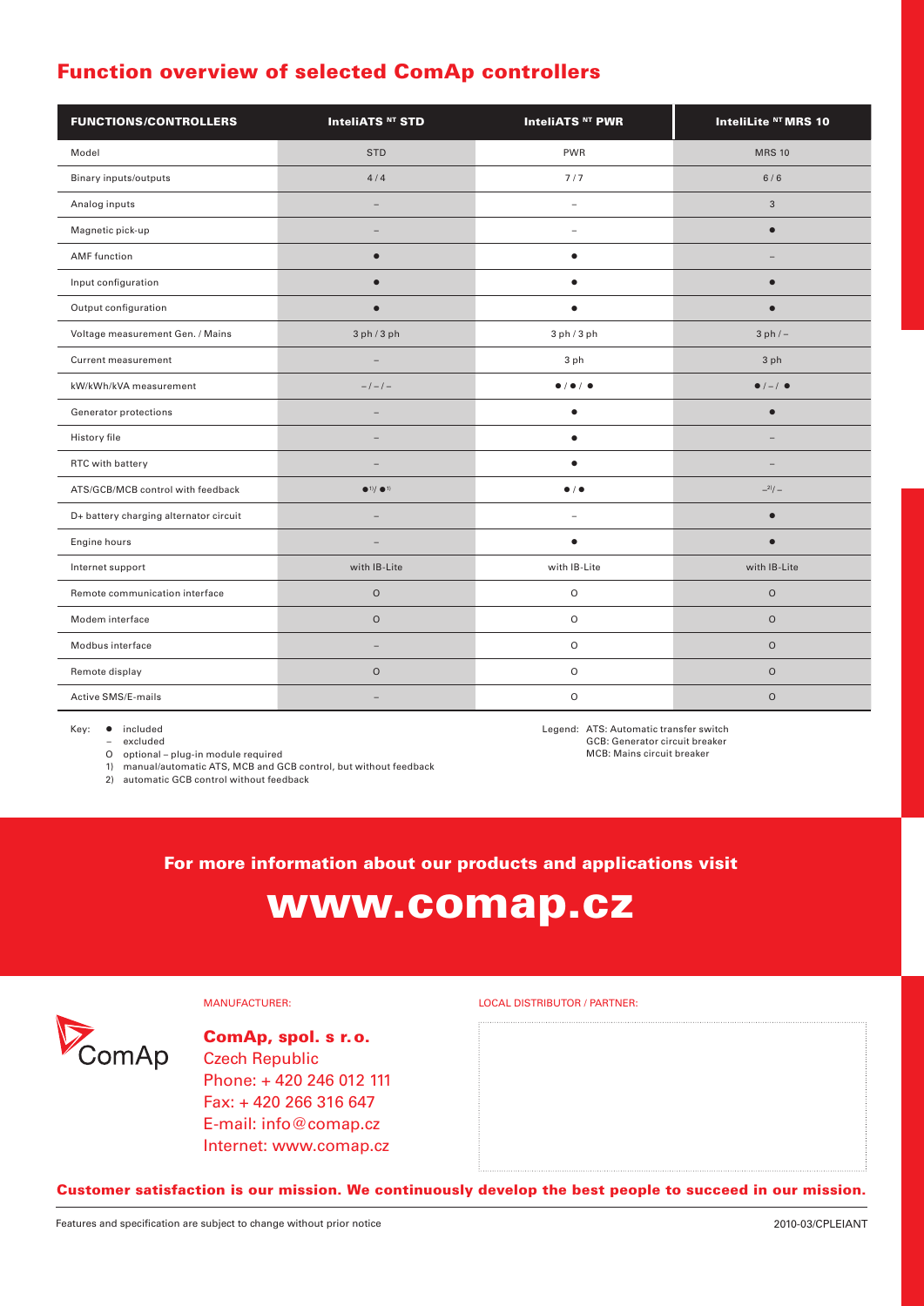## Function overview of selected ComAp controllers

| FUNCTIONS/CONTROLLERS | InteliATS NT STD | InteliATS NT PWR | InteliLite NT MRS 10 |
|---|---|---|---|
| Model | STD | PWR | MRS 10 |
| Binary inputs/outputs | 4 / 4 | 7 / 7 | 6 / 6 |
| Analog inputs | – | – | 3 |
| Magnetic pick-up | – | – | ● |
| AMF function | ● | ● | – |
| Input configuration | ● | ● | ● |
| Output configuration | ● | ● | ● |
| Voltage measurement Gen. / Mains | 3 ph / 3 ph | 3 ph / 3 ph | 3 ph / – |
| Current measurement | – | 3 ph | 3 ph |
| kW/kWh/kVA measurement | – / – / – | ● / ● / ● | ● / – / ● |
| Generator protections | – | ● | ● |
| History file | – | ● | – |
| RTC with battery | – | ● | – |
| ATS/GCB/MCB control with feedback | ●1) / ●1) | ● / ● | –2) / – |
| D+ battery charging alternator circuit | – | – | ● |
| Engine hours | – | ● | ● |
| Internet support | with IB-Lite | with IB-Lite | with IB-Lite |
| Remote communication interface | O | O | O |
| Modem interface | O | O | O |
| Modbus interface | – | O | O |
| Remote display | O | O | O |
| Active SMS/E-mails | – | O | O |

Key:
- ● included
- – excluded
- O optional – plug-in module required
- 1) manual/automatic ATS, MCB and GCB control, but without feedback
- 2) automatic GCB control without feedback

Legend:
- ATS: Automatic transfer switch
- GCB: Generator circuit breaker
- MCB: Mains circuit breaker

**For more information about our products and applications visit**

# www.comap.cz

MANUFACTURER:

**ComAp, spol. s r. o.**
Czech Republic
Phone: + 420 246 012 111
Fax: + 420 266 316 647
E-mail: info@comap.cz
Internet: www.comap.cz

LOCAL DISTRIBUTOR / PARTNER:

**Customer satisfaction is our mission. We continuously develop the best people to succeed in our mission.**

Features and specification are subject to change without prior notice

2010-03/CPLEIANT